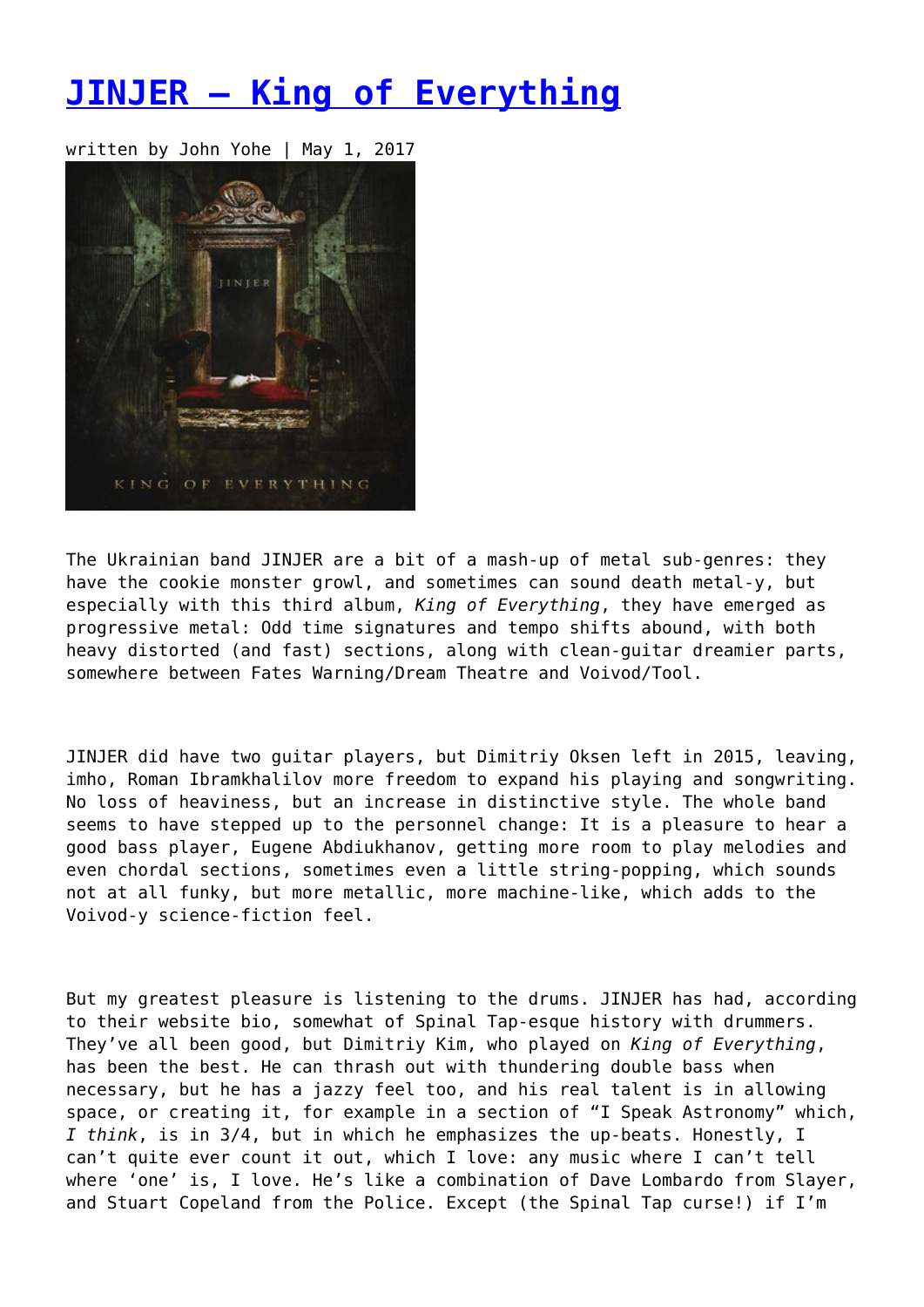# [JINJER – King of Everything](#)

written by John Yohe | May 1, 2017

The Ukrainian band JINJER are a bit of a mash-up of metal sub-genres: they have the cookie monster growl, and sometimes can sound death metal-y, but especially with this third album, *King of Everything*, they have emerged as progressive metal: Odd time signatures and tempo shifts abound, with both heavy distorted (and fast) sections, along with clean-guitar dreamier parts, somewhere between Fates Warning/Dream Theatre and Voivod/Tool.

JINJER did have two guitar players, but Dimitriy Oksen left in 2015, leaving, imho, Roman Ibramkhalilov more freedom to expand his playing and songwriting. No loss of heaviness, but an increase in distinctive style. The whole band seems to have stepped up to the personnel change: It is a pleasure to hear a good bass player, Eugene Abdiukhanov, getting more room to play melodies and even chordal sections, sometimes even a little string-popping, which sounds not at all funky, but more metallic, more machine-like, which adds to the Voivod-y science-fiction feel.

But my greatest pleasure is listening to the drums. JINJER has had, according to their website bio, somewhat of Spinal Tap-esque history with drummers. They've all been good, but Dimitriy Kim, who played on *King of Everything*, has been the best. He can thrash out with thundering double bass when necessary, but he has a jazzy feel too, and his real talent is in allowing space, or creating it, for example in a section of "I Speak Astronomy" which, *I think*, is in 3/4, but in which he emphasizes the up-beats. Honestly, I can't quite ever count it out, which I love: any music where I can't tell where 'one' is, I love. He's like a combination of Dave Lombardo from Slayer, and Stuart Copeland from the Police. Except (the Spinal Tap curse!) if I'm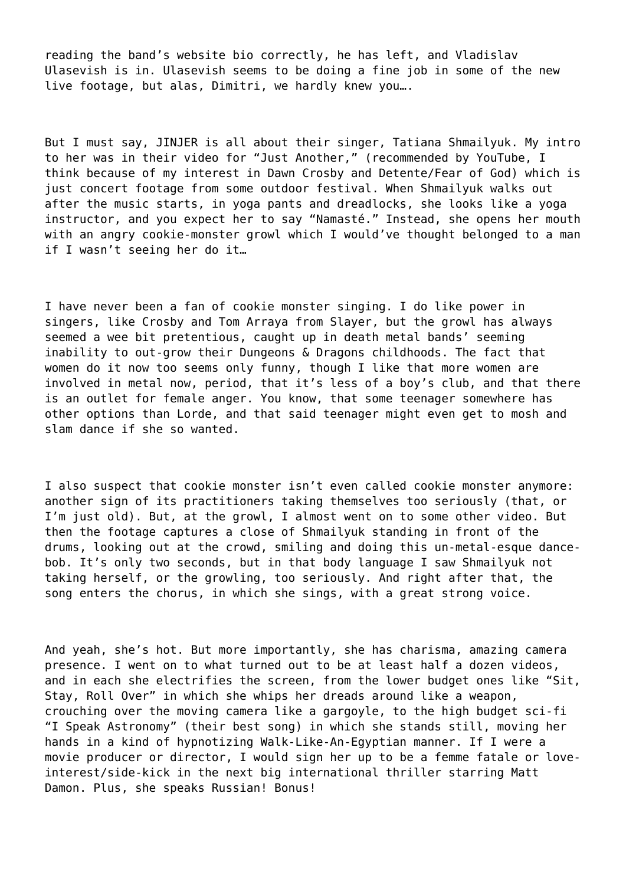reading the band's website bio correctly, he has left, and Vladislav Ulasevish is in. Ulasevish seems to be doing a fine job in some of the new live footage, but alas, Dimitri, we hardly knew you….

But I must say, JINJER is all about their singer, Tatiana Shmailyuk. My intro to her was in their video for "Just Another," (recommended by YouTube, I think because of my interest in Dawn Crosby and Detente/Fear of God) which is just concert footage from some outdoor festival. When Shmailyuk walks out after the music starts, in yoga pants and dreadlocks, she looks like a yoga instructor, and you expect her to say "Namasté." Instead, she opens her mouth with an angry cookie-monster growl which I would've thought belonged to a man if I wasn't seeing her do it…

I have never been a fan of cookie monster singing. I do like power in singers, like Crosby and Tom Arraya from Slayer, but the growl has always seemed a wee bit pretentious, caught up in death metal bands' seeming inability to out-grow their Dungeons & Dragons childhoods. The fact that women do it now too seems only funny, though I like that more women are involved in metal now, period, that it's less of a boy's club, and that there is an outlet for female anger. You know, that some teenager somewhere has other options than Lorde, and that said teenager might even get to mosh and slam dance if she so wanted.

I also suspect that cookie monster isn't even called cookie monster anymore: another sign of its practitioners taking themselves too seriously (that, or I'm just old). But, at the growl, I almost went on to some other video. But then the footage captures a close of Shmailyuk standing in front of the drums, looking out at the crowd, smiling and doing this un-metal-esque dance-bob. It's only two seconds, but in that body language I saw Shmailyuk not taking herself, or the growling, too seriously. And right after that, the song enters the chorus, in which she sings, with a great strong voice.

And yeah, she's hot. But more importantly, she has charisma, amazing camera presence. I went on to what turned out to be at least half a dozen videos, and in each she electrifies the screen, from the lower budget ones like "Sit, Stay, Roll Over" in which she whips her dreads around like a weapon, crouching over the moving camera like a gargoyle, to the high budget sci-fi "I Speak Astronomy" (their best song) in which she stands still, moving her hands in a kind of hypnotizing Walk-Like-An-Egyptian manner. If I were a movie producer or director, I would sign her up to be a femme fatale or love-interest/side-kick in the next big international thriller starring Matt Damon. Plus, she speaks Russian! Bonus!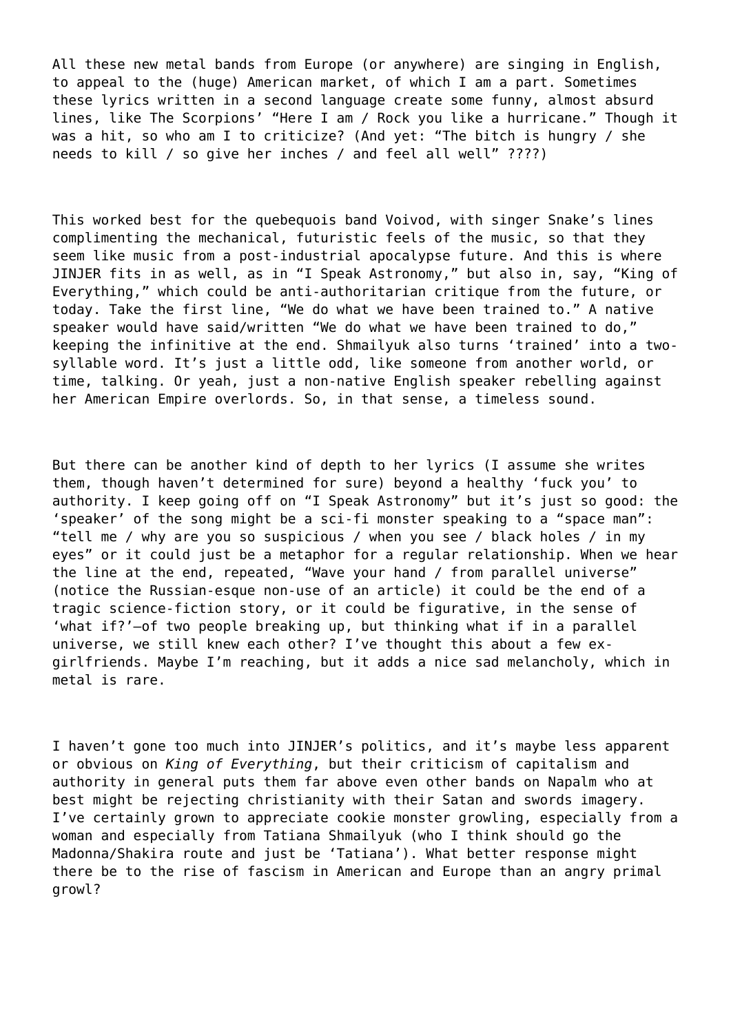All these new metal bands from Europe (or anywhere) are singing in English, to appeal to the (huge) American market, of which I am a part. Sometimes these lyrics written in a second language create some funny, almost absurd lines, like The Scorpions' "Here I am / Rock you like a hurricane." Though it was a hit, so who am I to criticize? (And yet: "The bitch is hungry / she needs to kill / so give her inches / and feel all well" ????)

This worked best for the quebequois band Voivod, with singer Snake's lines complimenting the mechanical, futuristic feels of the music, so that they seem like music from a post-industrial apocalypse future. And this is where JINJER fits in as well, as in "I Speak Astronomy," but also in, say, "King of Everything," which could be anti-authoritarian critique from the future, or today. Take the first line, "We do what we have been trained to." A native speaker would have said/written "We do what we have been trained to do," keeping the infinitive at the end. Shmailyuk also turns 'trained' into a two-syllable word. It's just a little odd, like someone from another world, or time, talking. Or yeah, just a non-native English speaker rebelling against her American Empire overlords. So, in that sense, a timeless sound.

But there can be another kind of depth to her lyrics (I assume she writes them, though haven't determined for sure) beyond a healthy 'fuck you' to authority. I keep going off on "I Speak Astronomy" but it's just so good: the 'speaker' of the song might be a sci-fi monster speaking to a "space man": "tell me / why are you so suspicious / when you see / black holes / in my eyes" or it could just be a metaphor for a regular relationship. When we hear the line at the end, repeated, "Wave your hand / from parallel universe" (notice the Russian-esque non-use of an article) it could be the end of a tragic science-fiction story, or it could be figurative, in the sense of 'what if?'—of two people breaking up, but thinking what if in a parallel universe, we still knew each other? I've thought this about a few ex-girlfriends. Maybe I'm reaching, but it adds a nice sad melancholy, which in metal is rare.

I haven't gone too much into JINJER's politics, and it's maybe less apparent or obvious on *King of Everything*, but their criticism of capitalism and authority in general puts them far above even other bands on Napalm who at best might be rejecting christianity with their Satan and swords imagery. I've certainly grown to appreciate cookie monster growling, especially from a woman and especially from Tatiana Shmailyuk (who I think should go the Madonna/Shakira route and just be 'Tatiana'). What better response might there be to the rise of fascism in American and Europe than an angry primal growl?